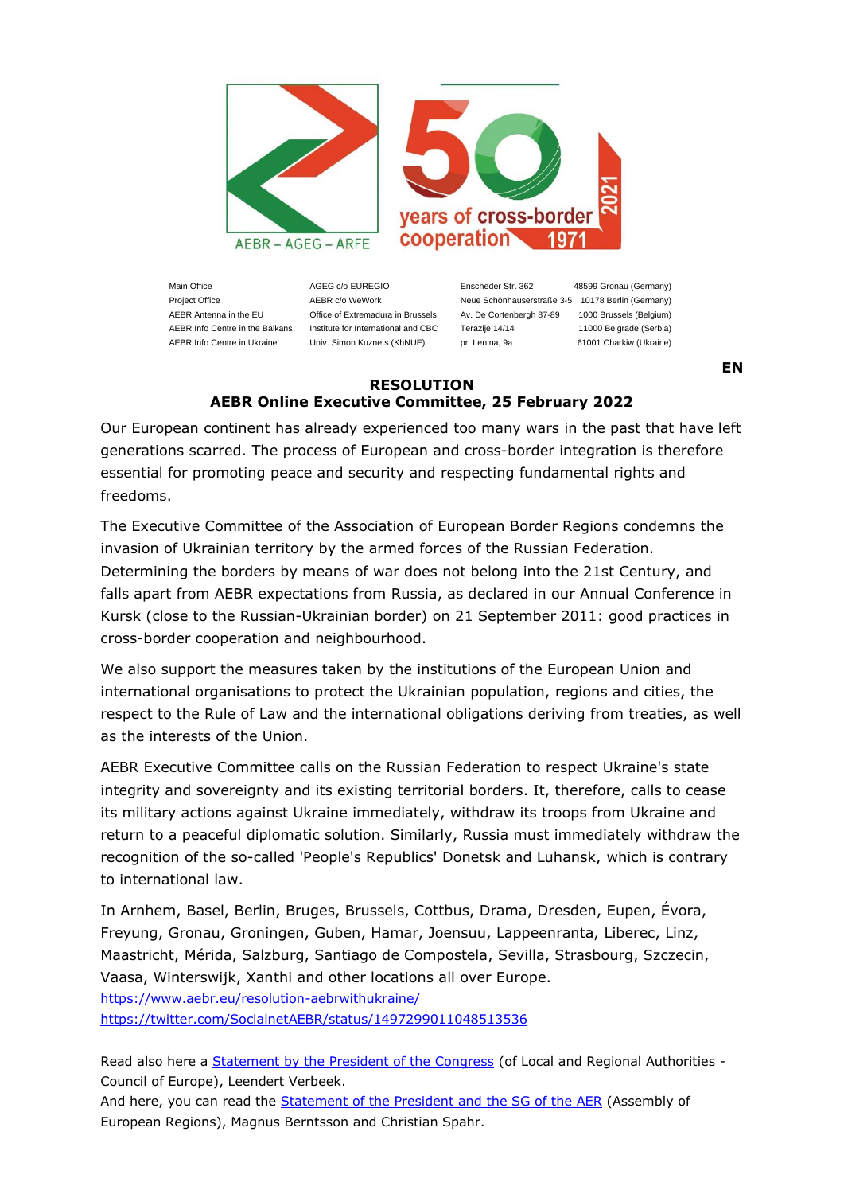AEBR – AGEG – ARFE

| | | | |
|---|---|---|---|
| Main Office | AGEG c/o EUREGIO | Enscheder Str. 362 | 48599 Gronau (Germany) |
| Project Office | AEBR c/o WeWork | Neue Schönhauserstraße 3-5 | 10178 Berlin (Germany) |
| AEBR Antenna in the EU | Office of Extremadura in Brussels | Av. De Cortenbergh 87-89 | 1000 Brussels (Belgium) |
| AEBR Info Centre in the Balkans | Institute for International and CBC | Terazije 14/14 | 11000 Belgrade (Serbia) |
| AEBR Info Centre in Ukraine | Univ. Simon Kuznets (KhNUE) | pr. Lenina, 9a | 61001 Charkiw (Ukraine) |

**EN**

**RESOLUTION**
**AEBR Online Executive Committee, 25 February 2022**

Our European continent has already experienced too many wars in the past that have left generations scarred. The process of European and cross-border integration is therefore essential for promoting peace and security and respecting fundamental rights and freedoms.

The Executive Committee of the Association of European Border Regions condemns the invasion of Ukrainian territory by the armed forces of the Russian Federation. Determining the borders by means of war does not belong into the 21st Century, and falls apart from AEBR expectations from Russia, as declared in our Annual Conference in Kursk (close to the Russian-Ukrainian border) on 21 September 2011: good practices in cross-border cooperation and neighbourhood.

We also support the measures taken by the institutions of the European Union and international organisations to protect the Ukrainian population, regions and cities, the respect to the Rule of Law and the international obligations deriving from treaties, as well as the interests of the Union.

AEBR Executive Committee calls on the Russian Federation to respect Ukraine's state integrity and sovereignty and its existing territorial borders. It, therefore, calls to cease its military actions against Ukraine immediately, withdraw its troops from Ukraine and return to a peaceful diplomatic solution. Similarly, Russia must immediately withdraw the recognition of the so-called 'People's Republics' Donetsk and Luhansk, which is contrary to international law.

In Arnhem, Basel, Berlin, Bruges, Brussels, Cottbus, Drama, Dresden, Eupen, Évora, Freyung, Gronau, Groningen, Guben, Hamar, Joensuu, Lappeenranta, Liberec, Linz, Maastricht, Mérida, Salzburg, Santiago de Compostela, Sevilla, Strasbourg, Szczecin, Vaasa, Winterswijk, Xanthi and other locations all over Europe.
https://www.aebr.eu/resolution-aebrwithukraine/
https://twitter.com/SocialnetAEBR/status/1497299011048513536

Read also here a Statement by the President of the Congress (of Local and Regional Authorities - Council of Europe), Leendert Verbeek.
And here, you can read the Statement of the President and the SG of the AER (Assembly of European Regions), Magnus Berntsson and Christian Spahr.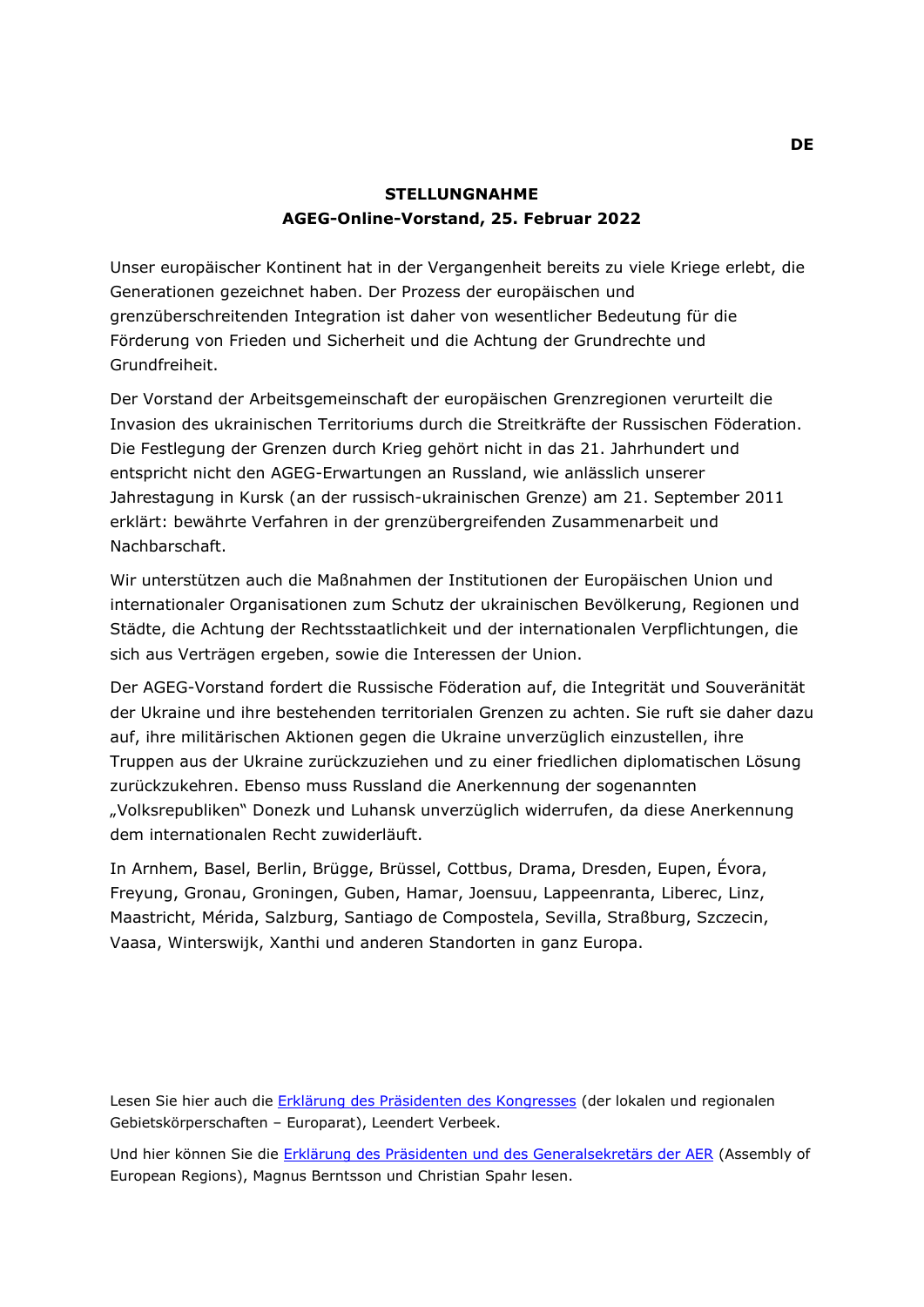DE

**STELLUNGNAHME**
**AGEG-Online-Vorstand, 25. Februar 2022**

Unser europäischer Kontinent hat in der Vergangenheit bereits zu viele Kriege erlebt, die Generationen gezeichnet haben. Der Prozess der europäischen und grenzüberschreitenden Integration ist daher von wesentlicher Bedeutung für die Förderung von Frieden und Sicherheit und die Achtung der Grundrechte und Grundfreiheit.

Der Vorstand der Arbeitsgemeinschaft der europäischen Grenzregionen verurteilt die Invasion des ukrainischen Territoriums durch die Streitkräfte der Russischen Föderation. Die Festlegung der Grenzen durch Krieg gehört nicht in das 21. Jahrhundert und entspricht nicht den AGEG-Erwartungen an Russland, wie anlässlich unserer Jahrestagung in Kursk (an der russisch-ukrainischen Grenze) am 21. September 2011 erklärt: bewährte Verfahren in der grenzübergreifenden Zusammenarbeit und Nachbarschaft.

Wir unterstützen auch die Maßnahmen der Institutionen der Europäischen Union und internationaler Organisationen zum Schutz der ukrainischen Bevölkerung, Regionen und Städte, die Achtung der Rechtsstaatlichkeit und der internationalen Verpflichtungen, die sich aus Verträgen ergeben, sowie die Interessen der Union.

Der AGEG-Vorstand fordert die Russische Föderation auf, die Integrität und Souveränität der Ukraine und ihre bestehenden territorialen Grenzen zu achten. Sie ruft sie daher dazu auf, ihre militärischen Aktionen gegen die Ukraine unverzüglich einzustellen, ihre Truppen aus der Ukraine zurückzuziehen und zu einer friedlichen diplomatischen Lösung zurückzukehren. Ebenso muss Russland die Anerkennung der sogenannten „Volksrepubliken" Donezk und Luhansk unverzüglich widerrufen, da diese Anerkennung dem internationalen Recht zuwiderläuft.

In Arnhem, Basel, Berlin, Brügge, Brüssel, Cottbus, Drama, Dresden, Eupen, Évora, Freyung, Gronau, Groningen, Guben, Hamar, Joensuu, Lappeenranta, Liberec, Linz, Maastricht, Mérida, Salzburg, Santiago de Compostela, Sevilla, Straßburg, Szczecin, Vaasa, Winterswijk, Xanthi und anderen Standorten in ganz Europa.

Lesen Sie hier auch die Erklärung des Präsidenten des Kongresses (der lokalen und regionalen Gebietskörperschaften – Europarat), Leendert Verbeek.

Und hier können Sie die Erklärung des Präsidenten und des Generalsekretärs der AER (Assembly of European Regions), Magnus Berntsson und Christian Spahr lesen.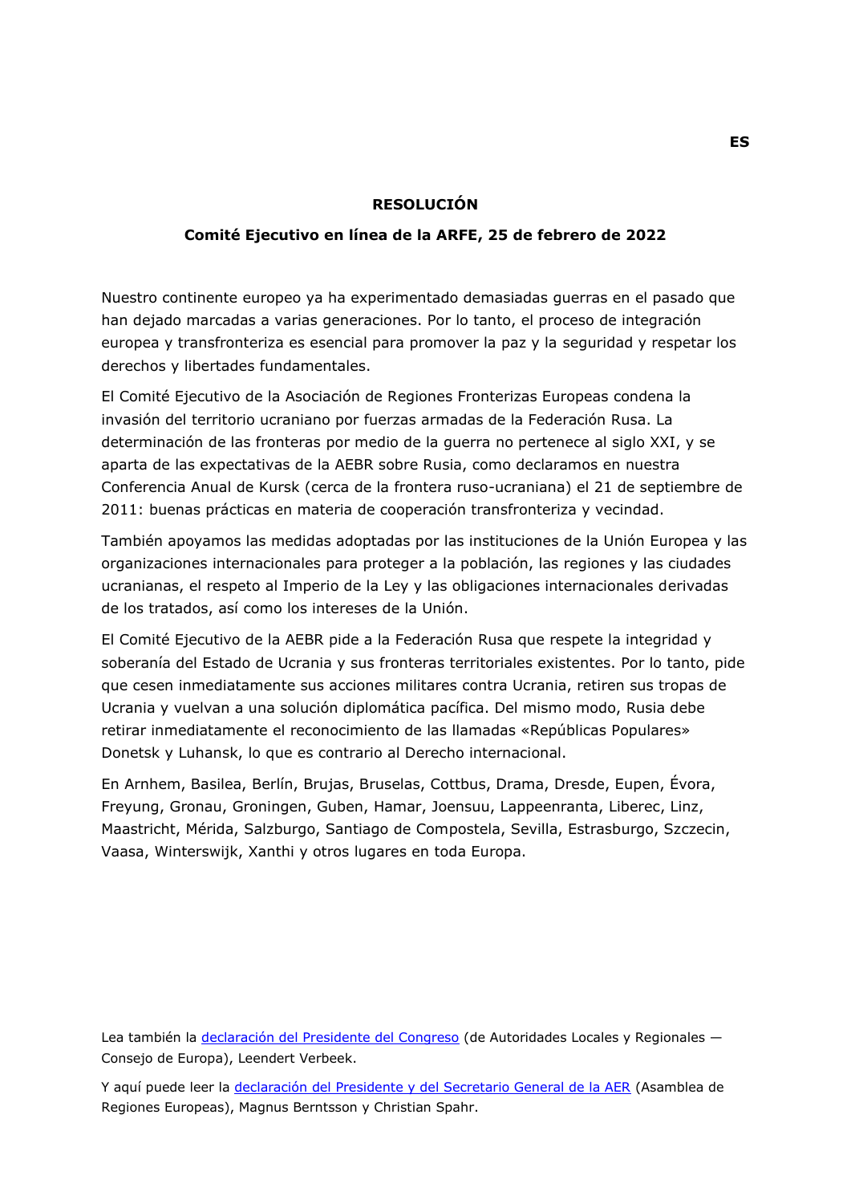ES

**RESOLUCIÓN**

**Comité Ejecutivo en línea de la ARFE, 25 de febrero de 2022**

Nuestro continente europeo ya ha experimentado demasiadas guerras en el pasado que han dejado marcadas a varias generaciones. Por lo tanto, el proceso de integración europea y transfronteriza es esencial para promover la paz y la seguridad y respetar los derechos y libertades fundamentales.

El Comité Ejecutivo de la Asociación de Regiones Fronterizas Europeas condena la invasión del territorio ucraniano por fuerzas armadas de la Federación Rusa. La determinación de las fronteras por medio de la guerra no pertenece al siglo XXI, y se aparta de las expectativas de la AEBR sobre Rusia, como declaramos en nuestra Conferencia Anual de Kursk (cerca de la frontera ruso-ucraniana) el 21 de septiembre de 2011: buenas prácticas en materia de cooperación transfronteriza y vecindad.

También apoyamos las medidas adoptadas por las instituciones de la Unión Europea y las organizaciones internacionales para proteger a la población, las regiones y las ciudades ucranianas, el respeto al Imperio de la Ley y las obligaciones internacionales derivadas de los tratados, así como los intereses de la Unión.

El Comité Ejecutivo de la AEBR pide a la Federación Rusa que respete la integridad y soberanía del Estado de Ucrania y sus fronteras territoriales existentes. Por lo tanto, pide que cesen inmediatamente sus acciones militares contra Ucrania, retiren sus tropas de Ucrania y vuelvan a una solución diplomática pacífica. Del mismo modo, Rusia debe retirar inmediatamente el reconocimiento de las llamadas «Repúblicas Populares» Donetsk y Luhansk, lo que es contrario al Derecho internacional.

En Arnhem, Basilea, Berlín, Brujas, Bruselas, Cottbus, Drama, Dresde, Eupen, Évora, Freyung, Gronau, Groningen, Guben, Hamar, Joensuu, Lappeenranta, Liberec, Linz, Maastricht, Mérida, Salzburgo, Santiago de Compostela, Sevilla, Estrasburgo, Szczecin, Vaasa, Winterswijk, Xanthi y otros lugares en toda Europa.

Lea también la declaración del Presidente del Congreso (de Autoridades Locales y Regionales — Consejo de Europa), Leendert Verbeek.

Y aquí puede leer la declaración del Presidente y del Secretario General de la AER (Asamblea de Regiones Europeas), Magnus Berntsson y Christian Spahr.